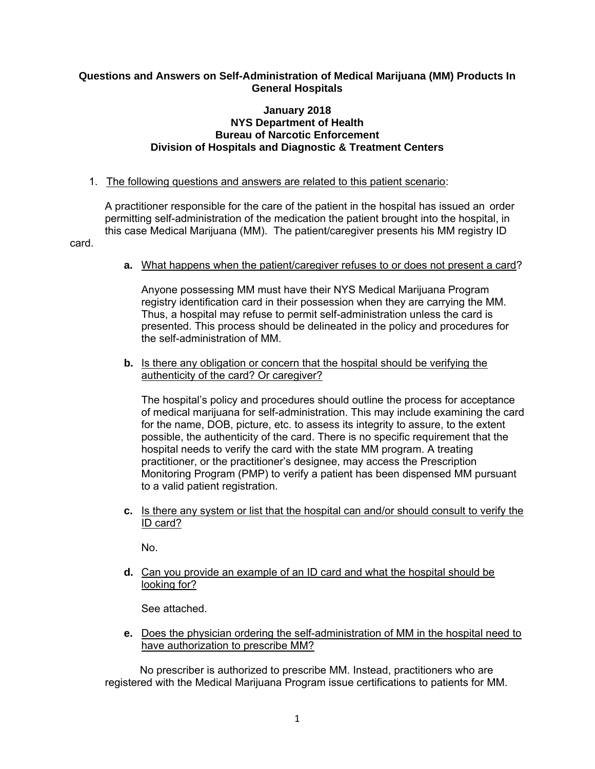# Questions and Answers on Self-Administration of Medical Marijuana (MM) Products In General Hospitals

**January 2018**
**NYS Department of Health**
**Bureau of Narcotic Enforcement**
**Division of Hospitals and Diagnostic & Treatment Centers**

1. The following questions and answers are related to this patient scenario:

   A practitioner responsible for the care of the patient in the hospital has issued an order permitting self-administration of the medication the patient brought into the hospital, in this case Medical Marijuana (MM). The patient/caregiver presents his MM registry ID card.

   **a.** What happens when the patient/caregiver refuses to or does not present a card?

   Anyone possessing MM must have their NYS Medical Marijuana Program registry identification card in their possession when they are carrying the MM. Thus, a hospital may refuse to permit self-administration unless the card is presented. This process should be delineated in the policy and procedures for the self-administration of MM.

   **b.** Is there any obligation or concern that the hospital should be verifying the authenticity of the card? Or caregiver?

   The hospital's policy and procedures should outline the process for acceptance of medical marijuana for self-administration. This may include examining the card for the name, DOB, picture, etc. to assess its integrity to assure, to the extent possible, the authenticity of the card. There is no specific requirement that the hospital needs to verify the card with the state MM program. A treating practitioner, or the practitioner's designee, may access the Prescription Monitoring Program (PMP) to verify a patient has been dispensed MM pursuant to a valid patient registration.

   **c.** Is there any system or list that the hospital can and/or should consult to verify the ID card?

   No.

   **d.** Can you provide an example of an ID card and what the hospital should be looking for?

   See attached.

   **e.** Does the physician ordering the self-administration of MM in the hospital need to have authorization to prescribe MM?

   No prescriber is authorized to prescribe MM. Instead, practitioners who are registered with the Medical Marijuana Program issue certifications to patients for MM.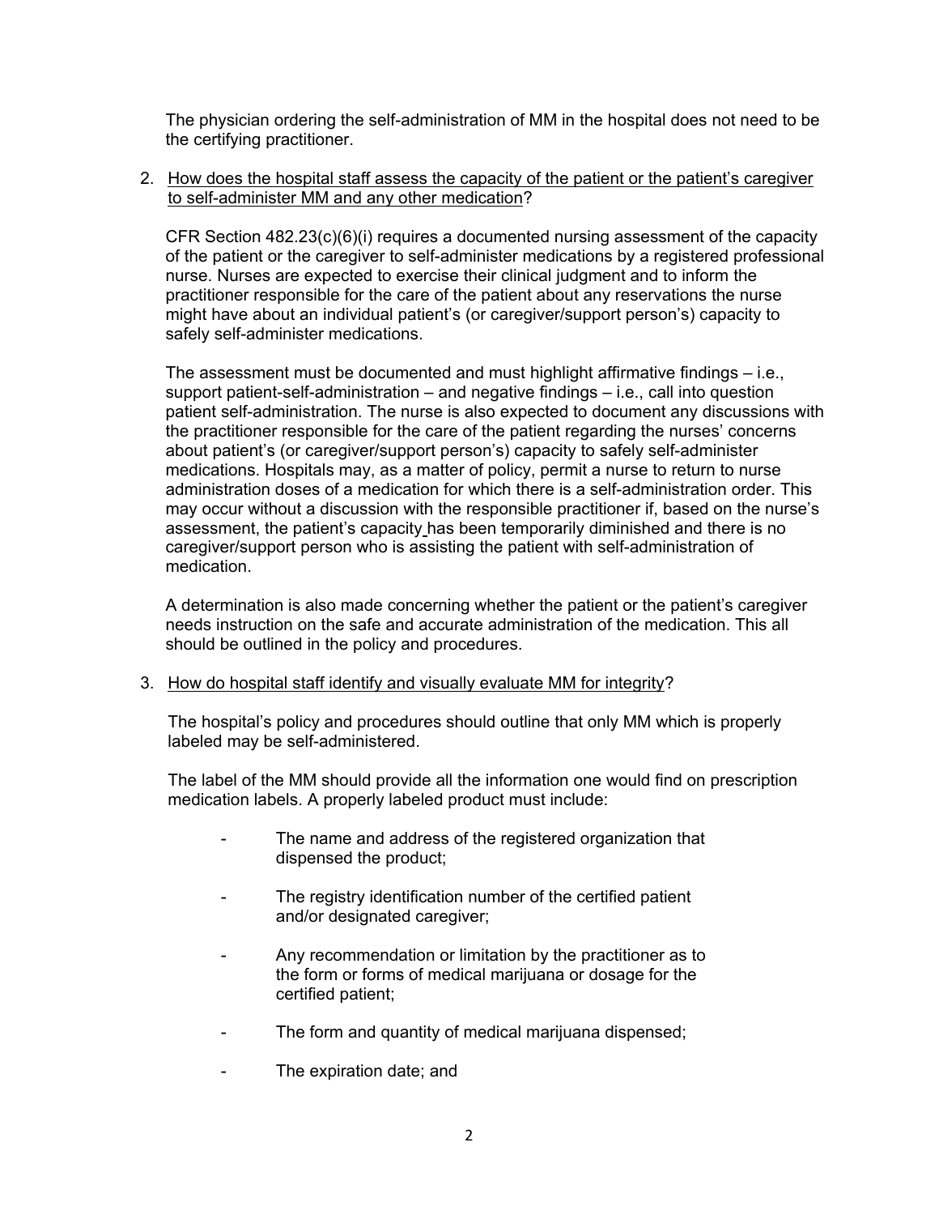The physician ordering the self-administration of MM in the hospital does not need to be the certifying practitioner.

2. <u>How does the hospital staff assess the capacity of the patient or the patient's caregiver to self-administer MM and any other medication</u>?

   CFR Section 482.23(c)(6)(i) requires a documented nursing assessment of the capacity of the patient or the caregiver to self-administer medications by a registered professional nurse. Nurses are expected to exercise their clinical judgment and to inform the practitioner responsible for the care of the patient about any reservations the nurse might have about an individual patient's (or caregiver/support person's) capacity to safely self-administer medications.

   The assessment must be documented and must highlight affirmative findings – i.e., support patient-self-administration – and negative findings – i.e., call into question patient self-administration. The nurse is also expected to document any discussions with the practitioner responsible for the care of the patient regarding the nurses' concerns about patient's (or caregiver/support person's) capacity to safely self-administer medications. Hospitals may, as a matter of policy, permit a nurse to return to nurse administration doses of a medication for which there is a self-administration order. This may occur without a discussion with the responsible practitioner if, based on the nurse's assessment, the patient's capacity has been temporarily diminished and there is no caregiver/support person who is assisting the patient with self-administration of medication.

   A determination is also made concerning whether the patient or the patient's caregiver needs instruction on the safe and accurate administration of the medication. This all should be outlined in the policy and procedures.

3. <u>How do hospital staff identify and visually evaluate MM for integrity</u>?

   The hospital's policy and procedures should outline that only MM which is properly labeled may be self-administered.

   The label of the MM should provide all the information one would find on prescription medication labels. A properly labeled product must include:

   - The name and address of the registered organization that dispensed the product;
   - The registry identification number of the certified patient and/or designated caregiver;
   - Any recommendation or limitation by the practitioner as to the form or forms of medical marijuana or dosage for the certified patient;
   - The form and quantity of medical marijuana dispensed;
   - The expiration date; and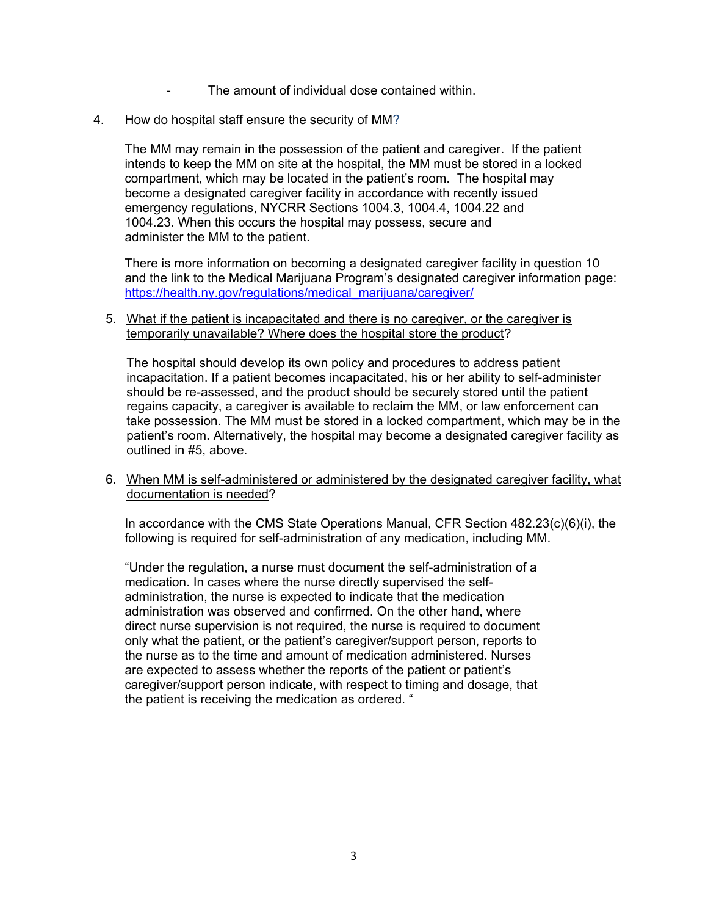- The amount of individual dose contained within.

4. How do hospital staff ensure the security of MM?

   The MM may remain in the possession of the patient and caregiver. If the patient intends to keep the MM on site at the hospital, the MM must be stored in a locked compartment, which may be located in the patient's room. The hospital may become a designated caregiver facility in accordance with recently issued emergency regulations, NYCRR Sections 1004.3, 1004.4, 1004.22 and 1004.23. When this occurs the hospital may possess, secure and administer the MM to the patient.

   There is more information on becoming a designated caregiver facility in question 10 and the link to the Medical Marijuana Program's designated caregiver information page: [https://health.ny.gov/regulations/medical_marijuana/caregiver/](https://health.ny.gov/regulations/medical_marijuana/caregiver/)

5. What if the patient is incapacitated and there is no caregiver, or the caregiver is temporarily unavailable? Where does the hospital store the product?

   The hospital should develop its own policy and procedures to address patient incapacitation. If a patient becomes incapacitated, his or her ability to self-administer should be re-assessed, and the product should be securely stored until the patient regains capacity, a caregiver is available to reclaim the MM, or law enforcement can take possession. The MM must be stored in a locked compartment, which may be in the patient's room. Alternatively, the hospital may become a designated caregiver facility as outlined in #5, above.

6. When MM is self-administered or administered by the designated caregiver facility, what documentation is needed?

   In accordance with the CMS State Operations Manual, CFR Section 482.23(c)(6)(i), the following is required for self-administration of any medication, including MM.

   "Under the regulation, a nurse must document the self-administration of a medication. In cases where the nurse directly supervised the self-administration, the nurse is expected to indicate that the medication administration was observed and confirmed. On the other hand, where direct nurse supervision is not required, the nurse is required to document only what the patient, or the patient's caregiver/support person, reports to the nurse as to the time and amount of medication administered. Nurses are expected to assess whether the reports of the patient or patient's caregiver/support person indicate, with respect to timing and dosage, that the patient is receiving the medication as ordered. "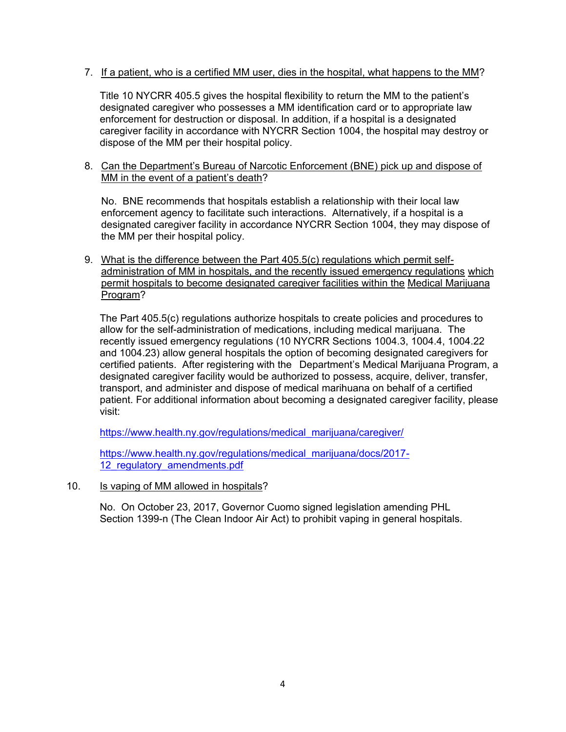7. <u>If a patient, who is a certified MM user, dies in the hospital, what happens to the MM</u>?

   Title 10 NYCRR 405.5 gives the hospital flexibility to return the MM to the patient's designated caregiver who possesses a MM identification card or to appropriate law enforcement for destruction or disposal. In addition, if a hospital is a designated caregiver facility in accordance with NYCRR Section 1004, the hospital may destroy or dispose of the MM per their hospital policy.

8. <u>Can the Department's Bureau of Narcotic Enforcement (BNE) pick up and dispose of MM in the event of a patient's death</u>?

   No. BNE recommends that hospitals establish a relationship with their local law enforcement agency to facilitate such interactions. Alternatively, if a hospital is a designated caregiver facility in accordance NYCRR Section 1004, they may dispose of the MM per their hospital policy.

9. <u>What is the difference between the Part 405.5(c) regulations which permit self-administration of MM in hospitals, and the recently issued emergency regulations which permit hospitals to become designated caregiver facilities within the Medical Marijuana Program</u>?

   The Part 405.5(c) regulations authorize hospitals to create policies and procedures to allow for the self-administration of medications, including medical marijuana. The recently issued emergency regulations (10 NYCRR Sections 1004.3, 1004.4, 1004.22 and 1004.23) allow general hospitals the option of becoming designated caregivers for certified patients. After registering with the Department's Medical Marijuana Program, a designated caregiver facility would be authorized to possess, acquire, deliver, transfer, transport, and administer and dispose of medical marihuana on behalf of a certified patient. For additional information about becoming a designated caregiver facility, please visit:

   https://www.health.ny.gov/regulations/medical_marijuana/caregiver/

   https://www.health.ny.gov/regulations/medical_marijuana/docs/2017-12_regulatory_amendments.pdf

10. <u>Is vaping of MM allowed in hospitals</u>?

    No. On October 23, 2017, Governor Cuomo signed legislation amending PHL Section 1399-n (The Clean Indoor Air Act) to prohibit vaping in general hospitals.